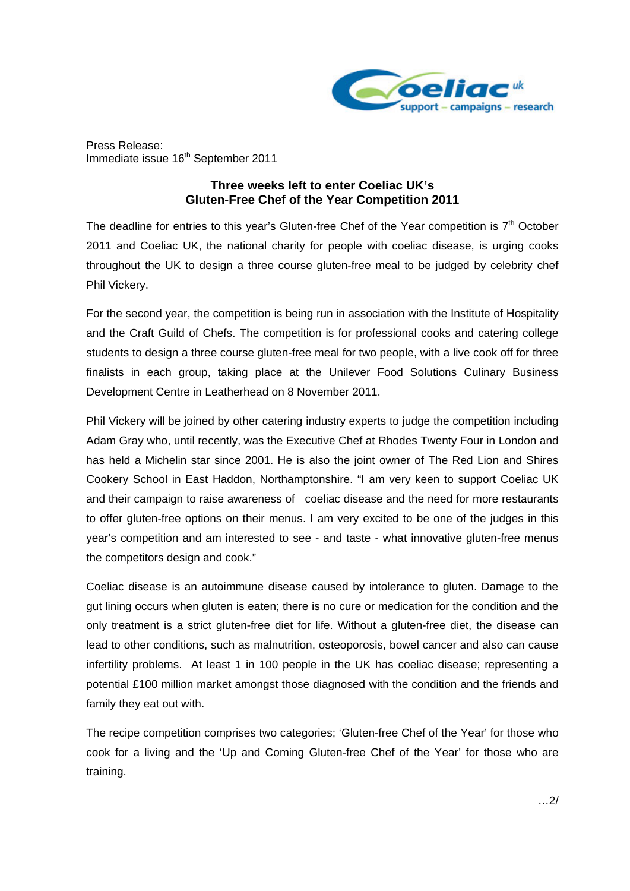Press Release:
Immediate issue 16th September 2011

## Three weeks left to enter Coeliac UK's Gluten-Free Chef of the Year Competition 2011

The deadline for entries to this year's Gluten-free Chef of the Year competition is 7th October 2011 and Coeliac UK, the national charity for people with coeliac disease, is urging cooks throughout the UK to design a three course gluten-free meal to be judged by celebrity chef Phil Vickery.

For the second year, the competition is being run in association with the Institute of Hospitality and the Craft Guild of Chefs. The competition is for professional cooks and catering college students to design a three course gluten-free meal for two people, with a live cook off for three finalists in each group, taking place at the Unilever Food Solutions Culinary Business Development Centre in Leatherhead on 8 November 2011.

Phil Vickery will be joined by other catering industry experts to judge the competition including Adam Gray who, until recently, was the Executive Chef at Rhodes Twenty Four in London and has held a Michelin star since 2001. He is also the joint owner of The Red Lion and Shires Cookery School in East Haddon, Northamptonshire. "I am very keen to support Coeliac UK and their campaign to raise awareness of coeliac disease and the need for more restaurants to offer gluten-free options on their menus. I am very excited to be one of the judges in this year's competition and am interested to see - and taste - what innovative gluten-free menus the competitors design and cook."

Coeliac disease is an autoimmune disease caused by intolerance to gluten. Damage to the gut lining occurs when gluten is eaten; there is no cure or medication for the condition and the only treatment is a strict gluten-free diet for life. Without a gluten-free diet, the disease can lead to other conditions, such as malnutrition, osteoporosis, bowel cancer and also can cause infertility problems. At least 1 in 100 people in the UK has coeliac disease; representing a potential £100 million market amongst those diagnosed with the condition and the friends and family they eat out with.

The recipe competition comprises two categories; 'Gluten-free Chef of the Year' for those who cook for a living and the 'Up and Coming Gluten-free Chef of the Year' for those who are training.

…2/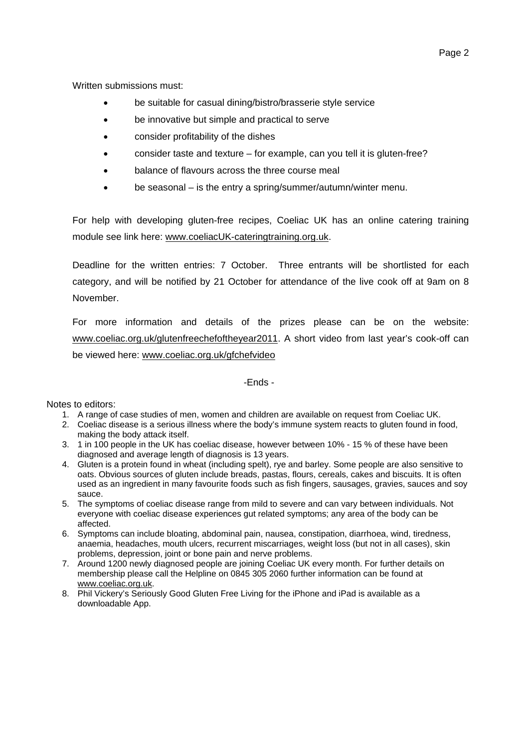Written submissions must:

- be suitable for casual dining/bistro/brasserie style service
- be innovative but simple and practical to serve
- consider profitability of the dishes
- consider taste and texture – for example, can you tell it is gluten-free?
- balance of flavours across the three course meal
- be seasonal – is the entry a spring/summer/autumn/winter menu.

For help with developing gluten-free recipes, Coeliac UK has an online catering training module see link here: www.coeliacUK-cateringtraining.org.uk.

Deadline for the written entries: 7 October. Three entrants will be shortlisted for each category, and will be notified by 21 October for attendance of the live cook off at 9am on 8 November.

For more information and details of the prizes please can be on the website: www.coeliac.org.uk/glutenfreechefoftheyear2011. A short video from last year's cook-off can be viewed here: www.coeliac.org.uk/gfchefvideo

-Ends -

Notes to editors:

1. A range of case studies of men, women and children are available on request from Coeliac UK.
2. Coeliac disease is a serious illness where the body's immune system reacts to gluten found in food, making the body attack itself.
3. 1 in 100 people in the UK has coeliac disease, however between 10% - 15 % of these have been diagnosed and average length of diagnosis is 13 years.
4. Gluten is a protein found in wheat (including spelt), rye and barley. Some people are also sensitive to oats. Obvious sources of gluten include breads, pastas, flours, cereals, cakes and biscuits. It is often used as an ingredient in many favourite foods such as fish fingers, sausages, gravies, sauces and soy sauce.
5. The symptoms of coeliac disease range from mild to severe and can vary between individuals. Not everyone with coeliac disease experiences gut related symptoms; any area of the body can be affected.
6. Symptoms can include bloating, abdominal pain, nausea, constipation, diarrhoea, wind, tiredness, anaemia, headaches, mouth ulcers, recurrent miscarriages, weight loss (but not in all cases), skin problems, depression, joint or bone pain and nerve problems.
7. Around 1200 newly diagnosed people are joining Coeliac UK every month. For further details on membership please call the Helpline on 0845 305 2060 further information can be found at www.coeliac.org.uk.
8. Phil Vickery's Seriously Good Gluten Free Living for the iPhone and iPad is available as a downloadable App.